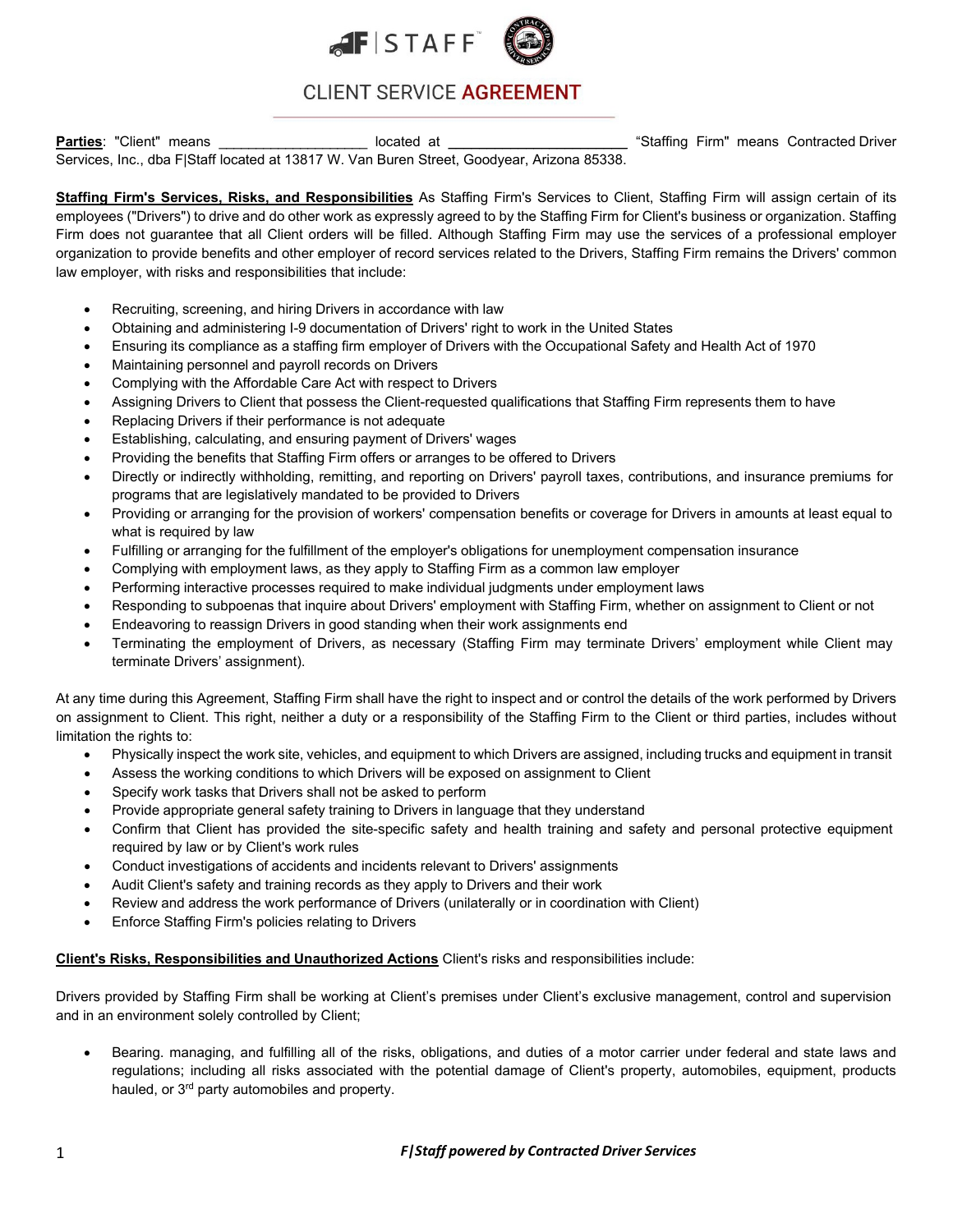F|STAFF

# CLIENT SERVICE AGREEMENT

**Parties**: "Client" means ___________________ located at ______________________ "Staffing Firm" means Contracted Driver Services, Inc., dba F|Staff located at 13817 W. Van Buren Street, Goodyear, Arizona 85338.

**Staffing Firm's Services, Risks, and Responsibilities** As Staffing Firm's Services to Client, Staffing Firm will assign certain of its employees ("Drivers") to drive and do other work as expressly agreed to by the Staffing Firm for Client's business or organization. Staffing Firm does not guarantee that all Client orders will be filled. Although Staffing Firm may use the services of a professional employer organization to provide benefits and other employer of record services related to the Drivers, Staffing Firm remains the Drivers' common law employer, with risks and responsibilities that include:

- Recruiting, screening, and hiring Drivers in accordance with law
- Obtaining and administering I-9 documentation of Drivers' right to work in the United States
- Ensuring its compliance as a staffing firm employer of Drivers with the Occupational Safety and Health Act of 1970
- Maintaining personnel and payroll records on Drivers
- Complying with the Affordable Care Act with respect to Drivers
- Assigning Drivers to Client that possess the Client-requested qualifications that Staffing Firm represents them to have
- Replacing Drivers if their performance is not adequate
- Establishing, calculating, and ensuring payment of Drivers' wages
- Providing the benefits that Staffing Firm offers or arranges to be offered to Drivers
- Directly or indirectly withholding, remitting, and reporting on Drivers' payroll taxes, contributions, and insurance premiums for programs that are legislatively mandated to be provided to Drivers
- Providing or arranging for the provision of workers' compensation benefits or coverage for Drivers in amounts at least equal to what is required by law
- Fulfilling or arranging for the fulfillment of the employer's obligations for unemployment compensation insurance
- Complying with employment laws, as they apply to Staffing Firm as a common law employer
- Performing interactive processes required to make individual judgments under employment laws
- Responding to subpoenas that inquire about Drivers' employment with Staffing Firm, whether on assignment to Client or not
- Endeavoring to reassign Drivers in good standing when their work assignments end
- Terminating the employment of Drivers, as necessary (Staffing Firm may terminate Drivers' employment while Client may terminate Drivers' assignment).

At any time during this Agreement, Staffing Firm shall have the right to inspect and or control the details of the work performed by Drivers on assignment to Client. This right, neither a duty or a responsibility of the Staffing Firm to the Client or third parties, includes without limitation the rights to:

- Physically inspect the work site, vehicles, and equipment to which Drivers are assigned, including trucks and equipment in transit
- Assess the working conditions to which Drivers will be exposed on assignment to Client
- Specify work tasks that Drivers shall not be asked to perform
- Provide appropriate general safety training to Drivers in language that they understand
- Confirm that Client has provided the site-specific safety and health training and safety and personal protective equipment required by law or by Client's work rules
- Conduct investigations of accidents and incidents relevant to Drivers' assignments
- Audit Client's safety and training records as they apply to Drivers and their work
- Review and address the work performance of Drivers (unilaterally or in coordination with Client)
- Enforce Staffing Firm's policies relating to Drivers

**Client's Risks, Responsibilities and Unauthorized Actions** Client's risks and responsibilities include:

Drivers provided by Staffing Firm shall be working at Client's premises under Client's exclusive management, control and supervision and in an environment solely controlled by Client;

- Bearing. managing, and fulfilling all of the risks, obligations, and duties of a motor carrier under federal and state laws and regulations; including all risks associated with the potential damage of Client's property, automobiles, equipment, products hauled, or 3rd party automobiles and property.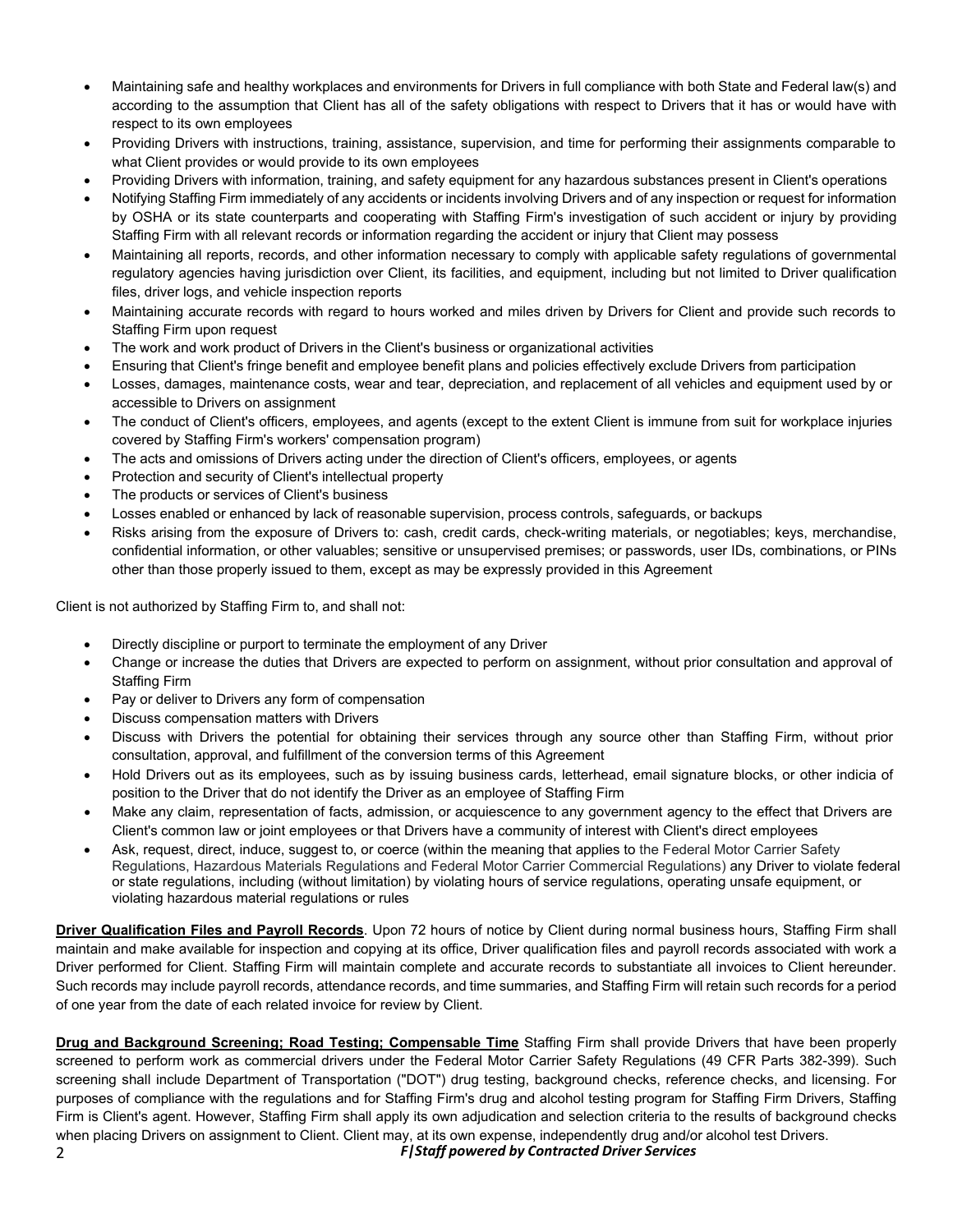- Maintaining safe and healthy workplaces and environments for Drivers in full compliance with both State and Federal law(s) and according to the assumption that Client has all of the safety obligations with respect to Drivers that it has or would have with respect to its own employees
- Providing Drivers with instructions, training, assistance, supervision, and time for performing their assignments comparable to what Client provides or would provide to its own employees
- Providing Drivers with information, training, and safety equipment for any hazardous substances present in Client's operations
- Notifying Staffing Firm immediately of any accidents or incidents involving Drivers and of any inspection or request for information by OSHA or its state counterparts and cooperating with Staffing Firm's investigation of such accident or injury by providing Staffing Firm with all relevant records or information regarding the accident or injury that Client may possess
- Maintaining all reports, records, and other information necessary to comply with applicable safety regulations of governmental regulatory agencies having jurisdiction over Client, its facilities, and equipment, including but not limited to Driver qualification files, driver logs, and vehicle inspection reports
- Maintaining accurate records with regard to hours worked and miles driven by Drivers for Client and provide such records to Staffing Firm upon request
- The work and work product of Drivers in the Client's business or organizational activities
- Ensuring that Client's fringe benefit and employee benefit plans and policies effectively exclude Drivers from participation
- Losses, damages, maintenance costs, wear and tear, depreciation, and replacement of all vehicles and equipment used by or accessible to Drivers on assignment
- The conduct of Client's officers, employees, and agents (except to the extent Client is immune from suit for workplace injuries covered by Staffing Firm's workers' compensation program)
- The acts and omissions of Drivers acting under the direction of Client's officers, employees, or agents
- Protection and security of Client's intellectual property
- The products or services of Client's business
- Losses enabled or enhanced by lack of reasonable supervision, process controls, safeguards, or backups
- Risks arising from the exposure of Drivers to: cash, credit cards, check-writing materials, or negotiables; keys, merchandise, confidential information, or other valuables; sensitive or unsupervised premises; or passwords, user IDs, combinations, or PINs other than those properly issued to them, except as may be expressly provided in this Agreement

Client is not authorized by Staffing Firm to, and shall not:

- Directly discipline or purport to terminate the employment of any Driver
- Change or increase the duties that Drivers are expected to perform on assignment, without prior consultation and approval of Staffing Firm
- Pay or deliver to Drivers any form of compensation
- Discuss compensation matters with Drivers
- Discuss with Drivers the potential for obtaining their services through any source other than Staffing Firm, without prior consultation, approval, and fulfillment of the conversion terms of this Agreement
- Hold Drivers out as its employees, such as by issuing business cards, letterhead, email signature blocks, or other indicia of position to the Driver that do not identify the Driver as an employee of Staffing Firm
- Make any claim, representation of facts, admission, or acquiescence to any government agency to the effect that Drivers are Client's common law or joint employees or that Drivers have a community of interest with Client's direct employees
- Ask, request, direct, induce, suggest to, or coerce (within the meaning that applies to the Federal Motor Carrier Safety Regulations, Hazardous Materials Regulations and Federal Motor Carrier Commercial Regulations) any Driver to violate federal or state regulations, including (without limitation) by violating hours of service regulations, operating unsafe equipment, or violating hazardous material regulations or rules

**Driver Qualification Files and Payroll Records**. Upon 72 hours of notice by Client during normal business hours, Staffing Firm shall maintain and make available for inspection and copying at its office, Driver qualification files and payroll records associated with work a Driver performed for Client. Staffing Firm will maintain complete and accurate records to substantiate all invoices to Client hereunder. Such records may include payroll records, attendance records, and time summaries, and Staffing Firm will retain such records for a period of one year from the date of each related invoice for review by Client.

**Drug and Background Screening; Road Testing; Compensable Time** Staffing Firm shall provide Drivers that have been properly screened to perform work as commercial drivers under the Federal Motor Carrier Safety Regulations (49 CFR Parts 382-399). Such screening shall include Department of Transportation ("DOT") drug testing, background checks, reference checks, and licensing. For purposes of compliance with the regulations and for Staffing Firm's drug and alcohol testing program for Staffing Firm Drivers, Staffing Firm is Client's agent. However, Staffing Firm shall apply its own adjudication and selection criteria to the results of background checks when placing Drivers on assignment to Client. Client may, at its own expense, independently drug and/or alcohol test Drivers.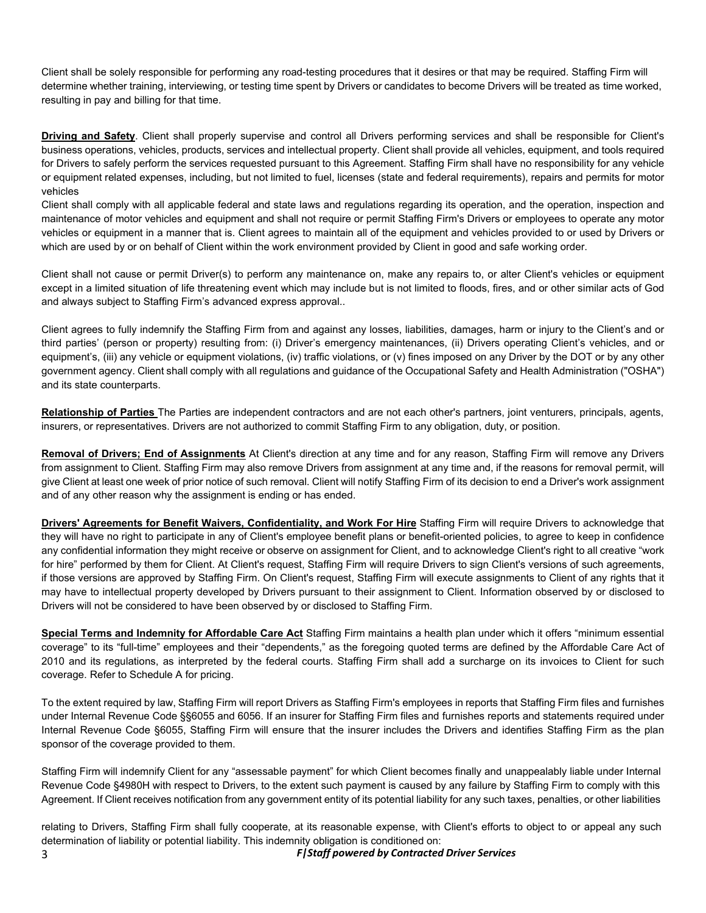Client shall be solely responsible for performing any road-testing procedures that it desires or that may be required. Staffing Firm will determine whether training, interviewing, or testing time spent by Drivers or candidates to become Drivers will be treated as time worked, resulting in pay and billing for that time.

**Driving and Safety**. Client shall properly supervise and control all Drivers performing services and shall be responsible for Client's business operations, vehicles, products, services and intellectual property. Client shall provide all vehicles, equipment, and tools required for Drivers to safely perform the services requested pursuant to this Agreement. Staffing Firm shall have no responsibility for any vehicle or equipment related expenses, including, but not limited to fuel, licenses (state and federal requirements), repairs and permits for motor vehicles

Client shall comply with all applicable federal and state laws and regulations regarding its operation, and the operation, inspection and maintenance of motor vehicles and equipment and shall not require or permit Staffing Firm's Drivers or employees to operate any motor vehicles or equipment in a manner that is. Client agrees to maintain all of the equipment and vehicles provided to or used by Drivers or which are used by or on behalf of Client within the work environment provided by Client in good and safe working order.

Client shall not cause or permit Driver(s) to perform any maintenance on, make any repairs to, or alter Client's vehicles or equipment except in a limited situation of life threatening event which may include but is not limited to floods, fires, and or other similar acts of God and always subject to Staffing Firm's advanced express approval..

Client agrees to fully indemnify the Staffing Firm from and against any losses, liabilities, damages, harm or injury to the Client's and or third parties' (person or property) resulting from: (i) Driver's emergency maintenances, (ii) Drivers operating Client's vehicles, and or equipment's, (iii) any vehicle or equipment violations, (iv) traffic violations, or (v) fines imposed on any Driver by the DOT or by any other government agency. Client shall comply with all regulations and guidance of the Occupational Safety and Health Administration ("OSHA") and its state counterparts.

**Relationship of Parties** The Parties are independent contractors and are not each other's partners, joint venturers, principals, agents, insurers, or representatives. Drivers are not authorized to commit Staffing Firm to any obligation, duty, or position.

**Removal of Drivers; End of Assignments** At Client's direction at any time and for any reason, Staffing Firm will remove any Drivers from assignment to Client. Staffing Firm may also remove Drivers from assignment at any time and, if the reasons for removal permit, will give Client at least one week of prior notice of such removal. Client will notify Staffing Firm of its decision to end a Driver's work assignment and of any other reason why the assignment is ending or has ended.

**Drivers' Agreements for Benefit Waivers, Confidentiality, and Work For Hire** Staffing Firm will require Drivers to acknowledge that they will have no right to participate in any of Client's employee benefit plans or benefit-oriented policies, to agree to keep in confidence any confidential information they might receive or observe on assignment for Client, and to acknowledge Client's right to all creative "work for hire" performed by them for Client. At Client's request, Staffing Firm will require Drivers to sign Client's versions of such agreements, if those versions are approved by Staffing Firm. On Client's request, Staffing Firm will execute assignments to Client of any rights that it may have to intellectual property developed by Drivers pursuant to their assignment to Client. Information observed by or disclosed to Drivers will not be considered to have been observed by or disclosed to Staffing Firm.

**Special Terms and Indemnity for Affordable Care Act** Staffing Firm maintains a health plan under which it offers "minimum essential coverage" to its "full-time" employees and their "dependents," as the foregoing quoted terms are defined by the Affordable Care Act of 2010 and its regulations, as interpreted by the federal courts. Staffing Firm shall add a surcharge on its invoices to Client for such coverage. Refer to Schedule A for pricing.

To the extent required by law, Staffing Firm will report Drivers as Staffing Firm's employees in reports that Staffing Firm files and furnishes under Internal Revenue Code §§6055 and 6056. If an insurer for Staffing Firm files and furnishes reports and statements required under Internal Revenue Code §6055, Staffing Firm will ensure that the insurer includes the Drivers and identifies Staffing Firm as the plan sponsor of the coverage provided to them.

Staffing Firm will indemnify Client for any "assessable payment" for which Client becomes finally and unappealably liable under Internal Revenue Code §4980H with respect to Drivers, to the extent such payment is caused by any failure by Staffing Firm to comply with this Agreement. If Client receives notification from any government entity of its potential liability for any such taxes, penalties, or other liabilities relating to Drivers, Staffing Firm shall fully cooperate, at its reasonable expense, with Client's efforts to object to or appeal any such determination of liability or potential liability. This indemnity obligation is conditioned on: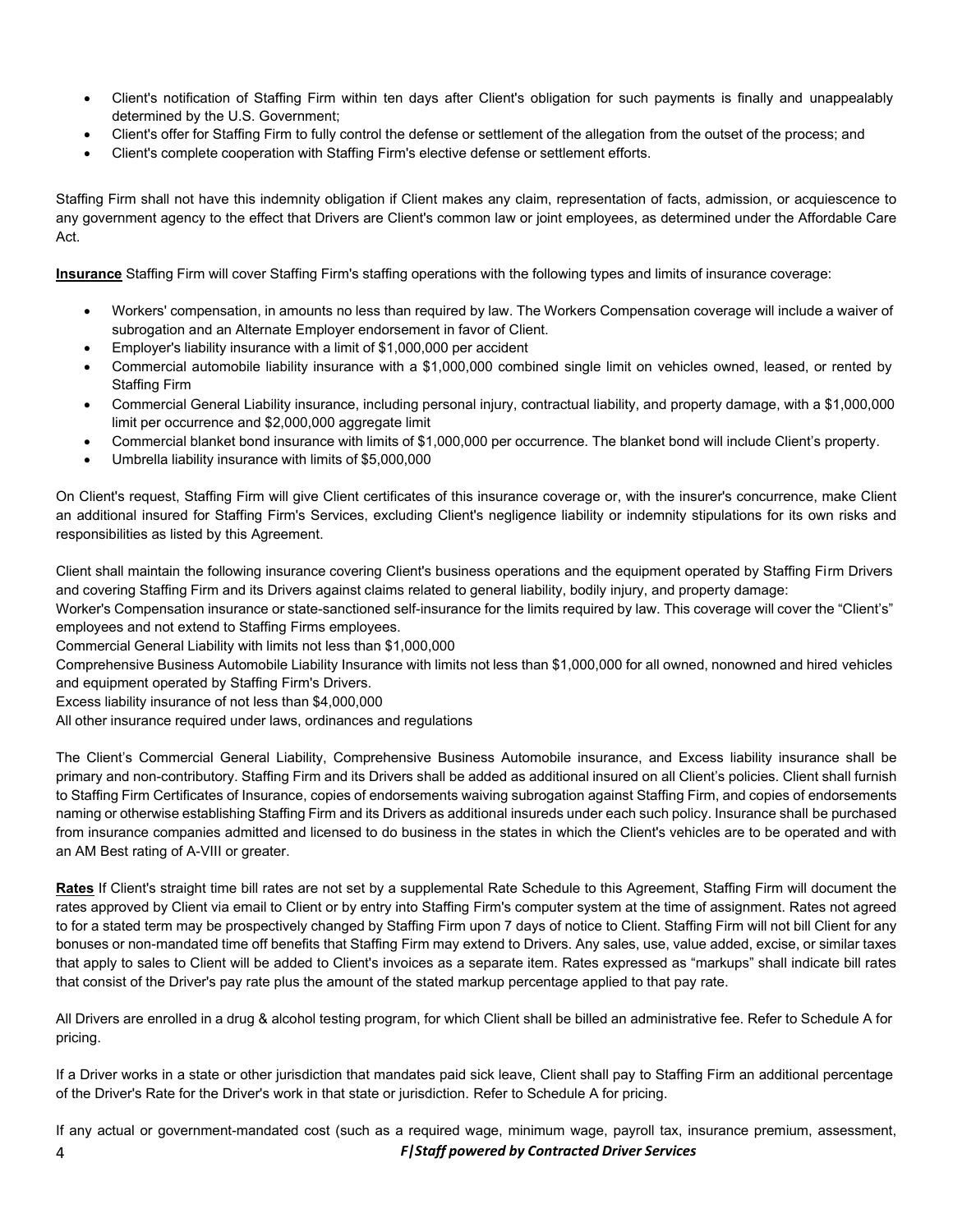- Client's notification of Staffing Firm within ten days after Client's obligation for such payments is finally and unappealably determined by the U.S. Government;
- Client's offer for Staffing Firm to fully control the defense or settlement of the allegation from the outset of the process; and
- Client's complete cooperation with Staffing Firm's elective defense or settlement efforts.

Staffing Firm shall not have this indemnity obligation if Client makes any claim, representation of facts, admission, or acquiescence to any government agency to the effect that Drivers are Client's common law or joint employees, as determined under the Affordable Care Act.

**Insurance** Staffing Firm will cover Staffing Firm's staffing operations with the following types and limits of insurance coverage:

- Workers' compensation, in amounts no less than required by law. The Workers Compensation coverage will include a waiver of subrogation and an Alternate Employer endorsement in favor of Client.
- Employer's liability insurance with a limit of $1,000,000 per accident
- Commercial automobile liability insurance with a $1,000,000 combined single limit on vehicles owned, leased, or rented by Staffing Firm
- Commercial General Liability insurance, including personal injury, contractual liability, and property damage, with a $1,000,000 limit per occurrence and $2,000,000 aggregate limit
- Commercial blanket bond insurance with limits of $1,000,000 per occurrence. The blanket bond will include Client's property.
- Umbrella liability insurance with limits of $5,000,000

On Client's request, Staffing Firm will give Client certificates of this insurance coverage or, with the insurer's concurrence, make Client an additional insured for Staffing Firm's Services, excluding Client's negligence liability or indemnity stipulations for its own risks and responsibilities as listed by this Agreement.

Client shall maintain the following insurance covering Client's business operations and the equipment operated by Staffing Firm Drivers and covering Staffing Firm and its Drivers against claims related to general liability, bodily injury, and property damage:
Worker's Compensation insurance or state-sanctioned self-insurance for the limits required by law. This coverage will cover the "Client's" employees and not extend to Staffing Firms employees.
Commercial General Liability with limits not less than $1,000,000
Comprehensive Business Automobile Liability Insurance with limits not less than $1,000,000 for all owned, nonowned and hired vehicles and equipment operated by Staffing Firm's Drivers.
Excess liability insurance of not less than $4,000,000
All other insurance required under laws, ordinances and regulations

The Client's Commercial General Liability, Comprehensive Business Automobile insurance, and Excess liability insurance shall be primary and non-contributory. Staffing Firm and its Drivers shall be added as additional insured on all Client's policies. Client shall furnish to Staffing Firm Certificates of Insurance, copies of endorsements waiving subrogation against Staffing Firm, and copies of endorsements naming or otherwise establishing Staffing Firm and its Drivers as additional insureds under each such policy. Insurance shall be purchased from insurance companies admitted and licensed to do business in the states in which the Client's vehicles are to be operated and with an AM Best rating of A-VIII or greater.

**Rates** If Client's straight time bill rates are not set by a supplemental Rate Schedule to this Agreement, Staffing Firm will document the rates approved by Client via email to Client or by entry into Staffing Firm's computer system at the time of assignment. Rates not agreed to for a stated term may be prospectively changed by Staffing Firm upon 7 days of notice to Client. Staffing Firm will not bill Client for any bonuses or non-mandated time off benefits that Staffing Firm may extend to Drivers. Any sales, use, value added, excise, or similar taxes that apply to sales to Client will be added to Client's invoices as a separate item. Rates expressed as "markups" shall indicate bill rates that consist of the Driver's pay rate plus the amount of the stated markup percentage applied to that pay rate.

All Drivers are enrolled in a drug & alcohol testing program, for which Client shall be billed an administrative fee. Refer to Schedule A for pricing.

If a Driver works in a state or other jurisdiction that mandates paid sick leave, Client shall pay to Staffing Firm an additional percentage of the Driver's Rate for the Driver's work in that state or jurisdiction. Refer to Schedule A for pricing.

If any actual or government-mandated cost (such as a required wage, minimum wage, payroll tax, insurance premium, assessment,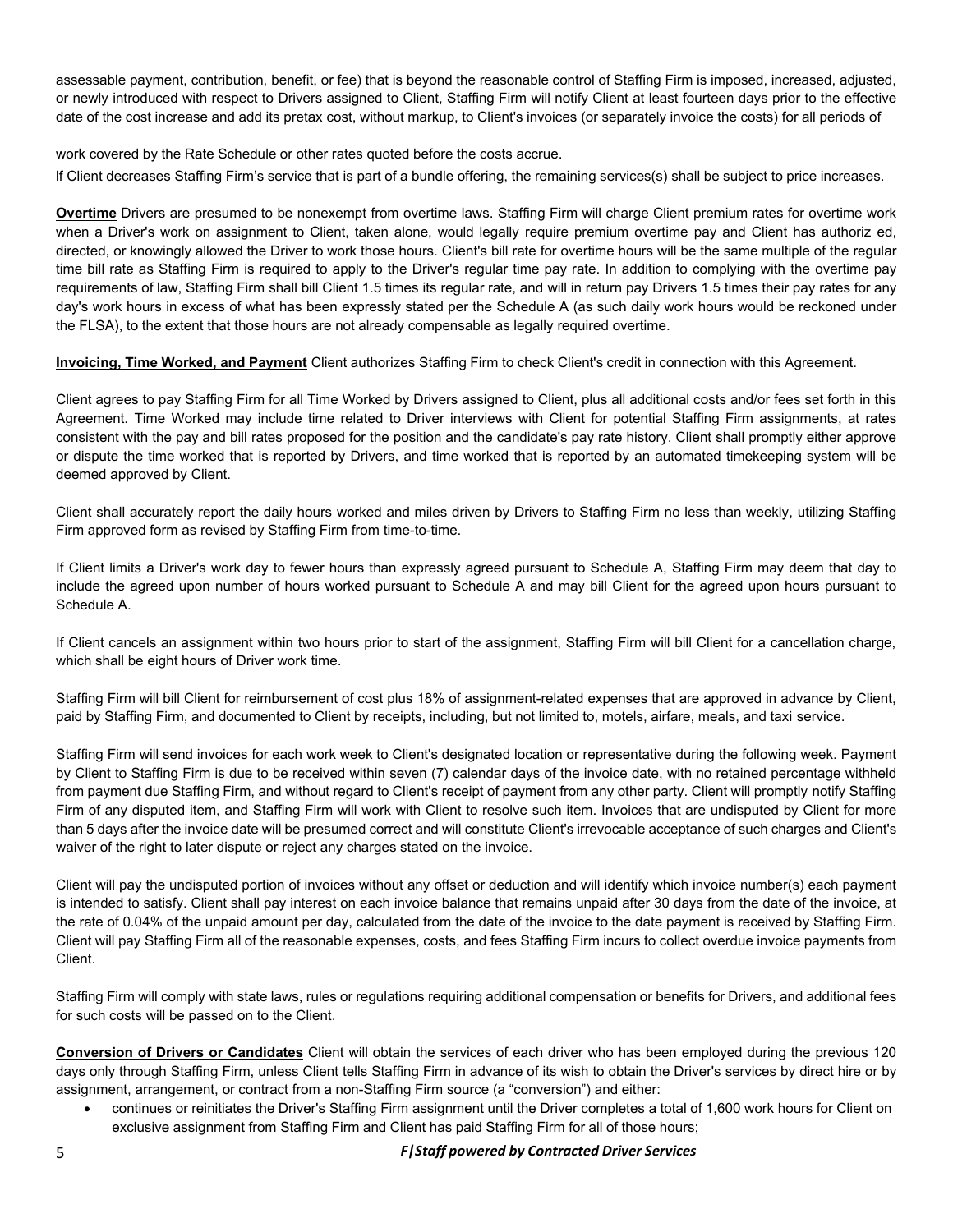assessable payment, contribution, benefit, or fee) that is beyond the reasonable control of Staffing Firm is imposed, increased, adjusted, or newly introduced with respect to Drivers assigned to Client, Staffing Firm will notify Client at least fourteen days prior to the effective date of the cost increase and add its pretax cost, without markup, to Client's invoices (or separately invoice the costs) for all periods of

work covered by the Rate Schedule or other rates quoted before the costs accrue.

If Client decreases Staffing Firm's service that is part of a bundle offering, the remaining services(s) shall be subject to price increases.

**Overtime** Drivers are presumed to be nonexempt from overtime laws. Staffing Firm will charge Client premium rates for overtime work when a Driver's work on assignment to Client, taken alone, would legally require premium overtime pay and Client has authoriz ed, directed, or knowingly allowed the Driver to work those hours. Client's bill rate for overtime hours will be the same multiple of the regular time bill rate as Staffing Firm is required to apply to the Driver's regular time pay rate. In addition to complying with the overtime pay requirements of law, Staffing Firm shall bill Client 1.5 times its regular rate, and will in return pay Drivers 1.5 times their pay rates for any day's work hours in excess of what has been expressly stated per the Schedule A (as such daily work hours would be reckoned under the FLSA), to the extent that those hours are not already compensable as legally required overtime.

**Invoicing, Time Worked, and Payment** Client authorizes Staffing Firm to check Client's credit in connection with this Agreement.

Client agrees to pay Staffing Firm for all Time Worked by Drivers assigned to Client, plus all additional costs and/or fees set forth in this Agreement. Time Worked may include time related to Driver interviews with Client for potential Staffing Firm assignments, at rates consistent with the pay and bill rates proposed for the position and the candidate's pay rate history. Client shall promptly either approve or dispute the time worked that is reported by Drivers, and time worked that is reported by an automated timekeeping system will be deemed approved by Client.

Client shall accurately report the daily hours worked and miles driven by Drivers to Staffing Firm no less than weekly, utilizing Staffing Firm approved form as revised by Staffing Firm from time-to-time.

If Client limits a Driver's work day to fewer hours than expressly agreed pursuant to Schedule A, Staffing Firm may deem that day to include the agreed upon number of hours worked pursuant to Schedule A and may bill Client for the agreed upon hours pursuant to Schedule A.

If Client cancels an assignment within two hours prior to start of the assignment, Staffing Firm will bill Client for a cancellation charge, which shall be eight hours of Driver work time.

Staffing Firm will bill Client for reimbursement of cost plus 18% of assignment-related expenses that are approved in advance by Client, paid by Staffing Firm, and documented to Client by receipts, including, but not limited to, motels, airfare, meals, and taxi service.

Staffing Firm will send invoices for each work week to Client's designated location or representative during the following week. Payment by Client to Staffing Firm is due to be received within seven (7) calendar days of the invoice date, with no retained percentage withheld from payment due Staffing Firm, and without regard to Client's receipt of payment from any other party. Client will promptly notify Staffing Firm of any disputed item, and Staffing Firm will work with Client to resolve such item. Invoices that are undisputed by Client for more than 5 days after the invoice date will be presumed correct and will constitute Client's irrevocable acceptance of such charges and Client's waiver of the right to later dispute or reject any charges stated on the invoice.

Client will pay the undisputed portion of invoices without any offset or deduction and will identify which invoice number(s) each payment is intended to satisfy. Client shall pay interest on each invoice balance that remains unpaid after 30 days from the date of the invoice, at the rate of 0.04% of the unpaid amount per day, calculated from the date of the invoice to the date payment is received by Staffing Firm. Client will pay Staffing Firm all of the reasonable expenses, costs, and fees Staffing Firm incurs to collect overdue invoice payments from Client.

Staffing Firm will comply with state laws, rules or regulations requiring additional compensation or benefits for Drivers, and additional fees for such costs will be passed on to the Client.

**Conversion of Drivers or Candidates** Client will obtain the services of each driver who has been employed during the previous 120 days only through Staffing Firm, unless Client tells Staffing Firm in advance of its wish to obtain the Driver's services by direct hire or by assignment, arrangement, or contract from a non-Staffing Firm source (a "conversion") and either:

- continues or reinitiates the Driver's Staffing Firm assignment until the Driver completes a total of 1,600 work hours for Client on exclusive assignment from Staffing Firm and Client has paid Staffing Firm for all of those hours;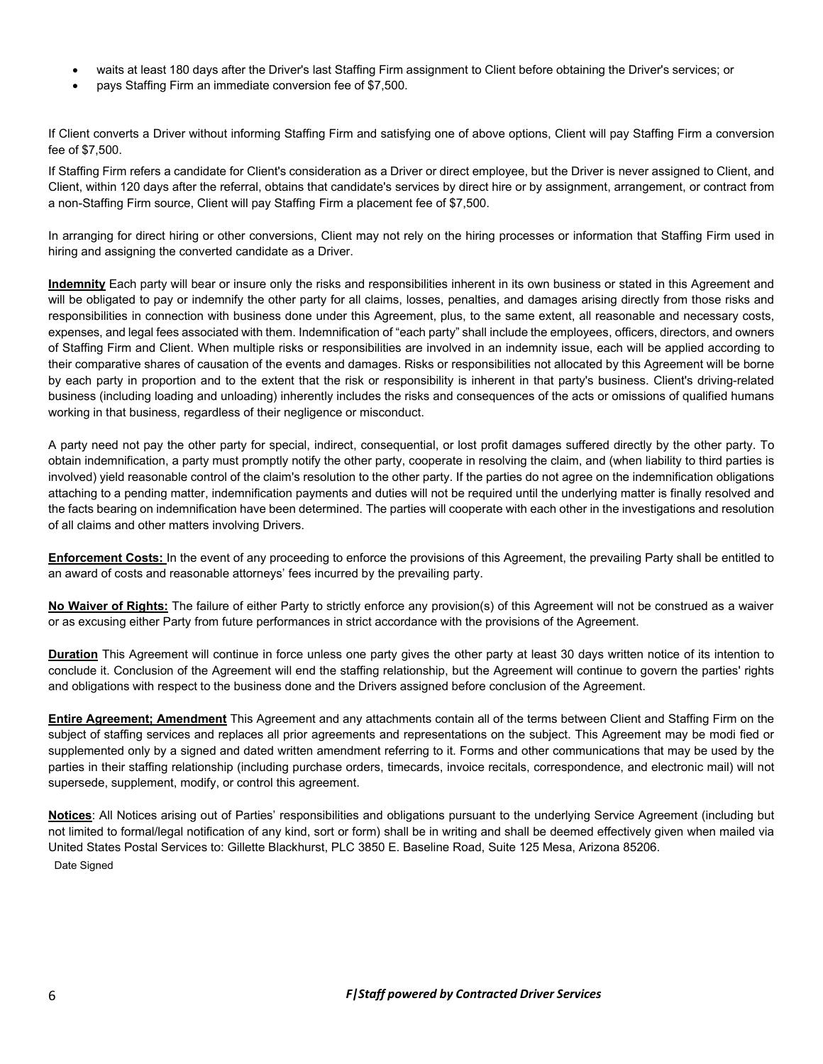- waits at least 180 days after the Driver's last Staffing Firm assignment to Client before obtaining the Driver's services; or
- pays Staffing Firm an immediate conversion fee of $7,500.

If Client converts a Driver without informing Staffing Firm and satisfying one of above options, Client will pay Staffing Firm a conversion fee of $7,500.

If Staffing Firm refers a candidate for Client's consideration as a Driver or direct employee, but the Driver is never assigned to Client, and Client, within 120 days after the referral, obtains that candidate's services by direct hire or by assignment, arrangement, or contract from a non-Staffing Firm source, Client will pay Staffing Firm a placement fee of $7,500.

In arranging for direct hiring or other conversions, Client may not rely on the hiring processes or information that Staffing Firm used in hiring and assigning the converted candidate as a Driver.

**Indemnity** Each party will bear or insure only the risks and responsibilities inherent in its own business or stated in this Agreement and will be obligated to pay or indemnify the other party for all claims, losses, penalties, and damages arising directly from those risks and responsibilities in connection with business done under this Agreement, plus, to the same extent, all reasonable and necessary costs, expenses, and legal fees associated with them. Indemnification of "each party" shall include the employees, officers, directors, and owners of Staffing Firm and Client. When multiple risks or responsibilities are involved in an indemnity issue, each will be applied according to their comparative shares of causation of the events and damages. Risks or responsibilities not allocated by this Agreement will be borne by each party in proportion and to the extent that the risk or responsibility is inherent in that party's business. Client's driving-related business (including loading and unloading) inherently includes the risks and consequences of the acts or omissions of qualified humans working in that business, regardless of their negligence or misconduct.

A party need not pay the other party for special, indirect, consequential, or lost profit damages suffered directly by the other party. To obtain indemnification, a party must promptly notify the other party, cooperate in resolving the claim, and (when liability to third parties is involved) yield reasonable control of the claim's resolution to the other party. If the parties do not agree on the indemnification obligations attaching to a pending matter, indemnification payments and duties will not be required until the underlying matter is finally resolved and the facts bearing on indemnification have been determined. The parties will cooperate with each other in the investigations and resolution of all claims and other matters involving Drivers.

**Enforcement Costs:** In the event of any proceeding to enforce the provisions of this Agreement, the prevailing Party shall be entitled to an award of costs and reasonable attorneys' fees incurred by the prevailing party.

**No Waiver of Rights:** The failure of either Party to strictly enforce any provision(s) of this Agreement will not be construed as a waiver or as excusing either Party from future performances in strict accordance with the provisions of the Agreement.

**Duration** This Agreement will continue in force unless one party gives the other party at least 30 days written notice of its intention to conclude it. Conclusion of the Agreement will end the staffing relationship, but the Agreement will continue to govern the parties' rights and obligations with respect to the business done and the Drivers assigned before conclusion of the Agreement.

**Entire Agreement; Amendment** This Agreement and any attachments contain all of the terms between Client and Staffing Firm on the subject of staffing services and replaces all prior agreements and representations on the subject. This Agreement may be modi fied or supplemented only by a signed and dated written amendment referring to it. Forms and other communications that may be used by the parties in their staffing relationship (including purchase orders, timecards, invoice recitals, correspondence, and electronic mail) will not supersede, supplement, modify, or control this agreement.

**Notices**: All Notices arising out of Parties' responsibilities and obligations pursuant to the underlying Service Agreement (including but not limited to formal/legal notification of any kind, sort or form) shall be in writing and shall be deemed effectively given when mailed via United States Postal Services to: Gillette Blackhurst, PLC 3850 E. Baseline Road, Suite 125 Mesa, Arizona 85206.

Date Signed